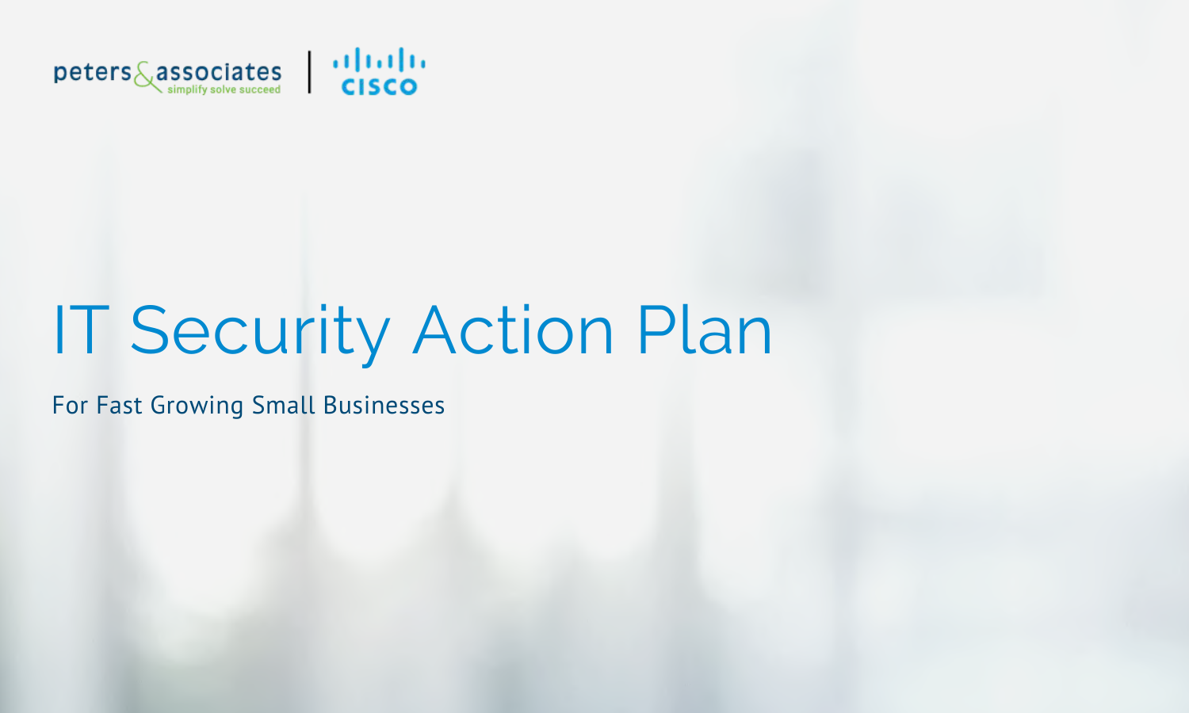peters & associates — simplify solve succeed | CISCO

# IT Security Action Plan

For Fast Growing Small Businesses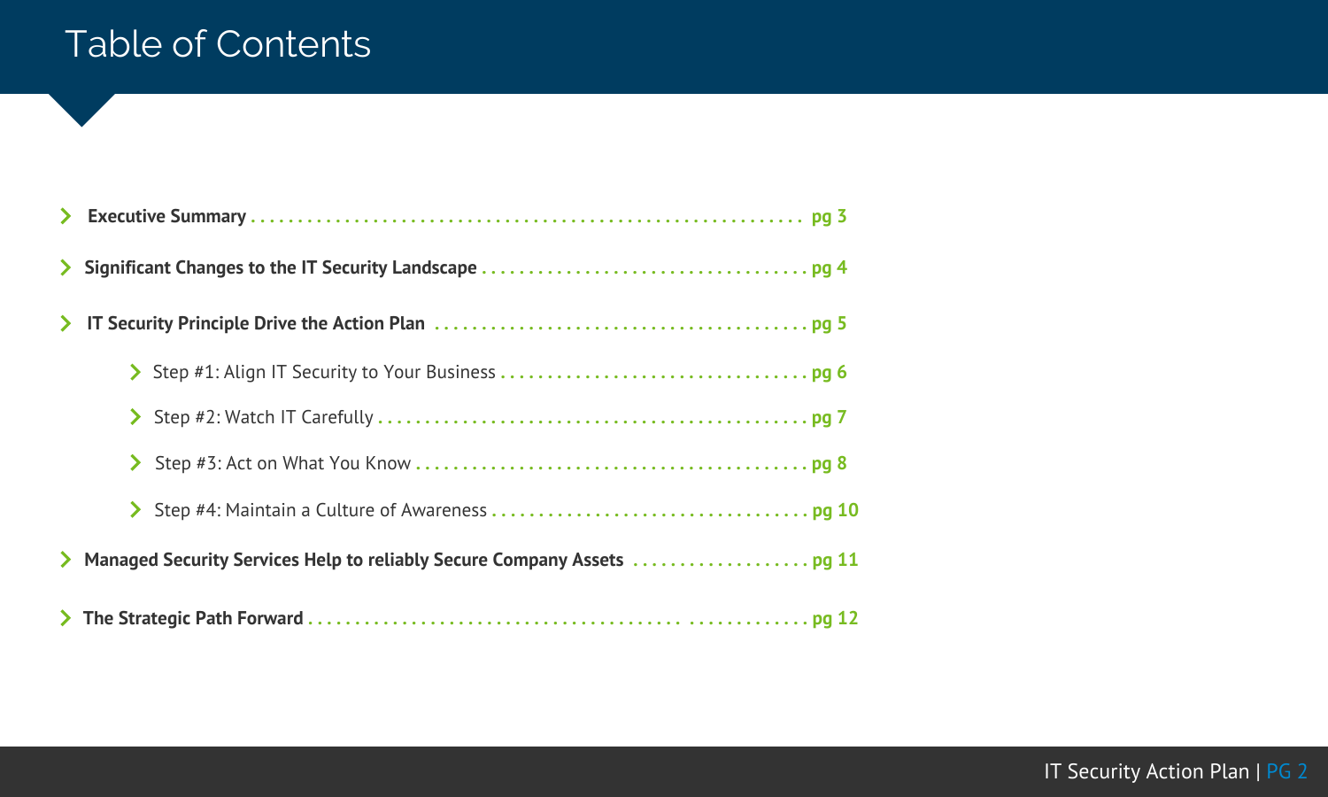# Table of Contents

- **Executive Summary** . . . . . . . . . . . . . . . . . . . . . . . . . . . . . . . . . . . . . . . . . . . . . . . . . . . . . . . . . . . . **pg 3**
- **Significant Changes to the IT Security Landscape** . . . . . . . . . . . . . . . . . . . . . . . . . . . . . . . . . . . **pg 4**
- **IT Security Principle Drive the Action Plan** . . . . . . . . . . . . . . . . . . . . . . . . . . . . . . . . . . . . . . . . **pg 5**
    - Step #1: Align IT Security to Your Business . . . . . . . . . . . . . . . . . . . . . . . . . . . . . . . . . **pg 6**
    - Step #2: Watch IT Carefully . . . . . . . . . . . . . . . . . . . . . . . . . . . . . . . . . . . . . . . . . . . . . . . **pg 7**
    - Step #3: Act on What You Know . . . . . . . . . . . . . . . . . . . . . . . . . . . . . . . . . . . . . . . . . . . **pg 8**
    - Step #4: Maintain a Culture of Awareness . . . . . . . . . . . . . . . . . . . . . . . . . . . . . . . . . . **pg 10**
- **Managed Security Services Help to reliably Secure Company Assets** . . . . . . . . . . . . . . . . . . . **pg 11**
- **The Strategic Path Forward** . . . . . . . . . . . . . . . . . . . . . . . . . . . . . . . . . . . . . . . . . . . . . . . . . . . **pg 12**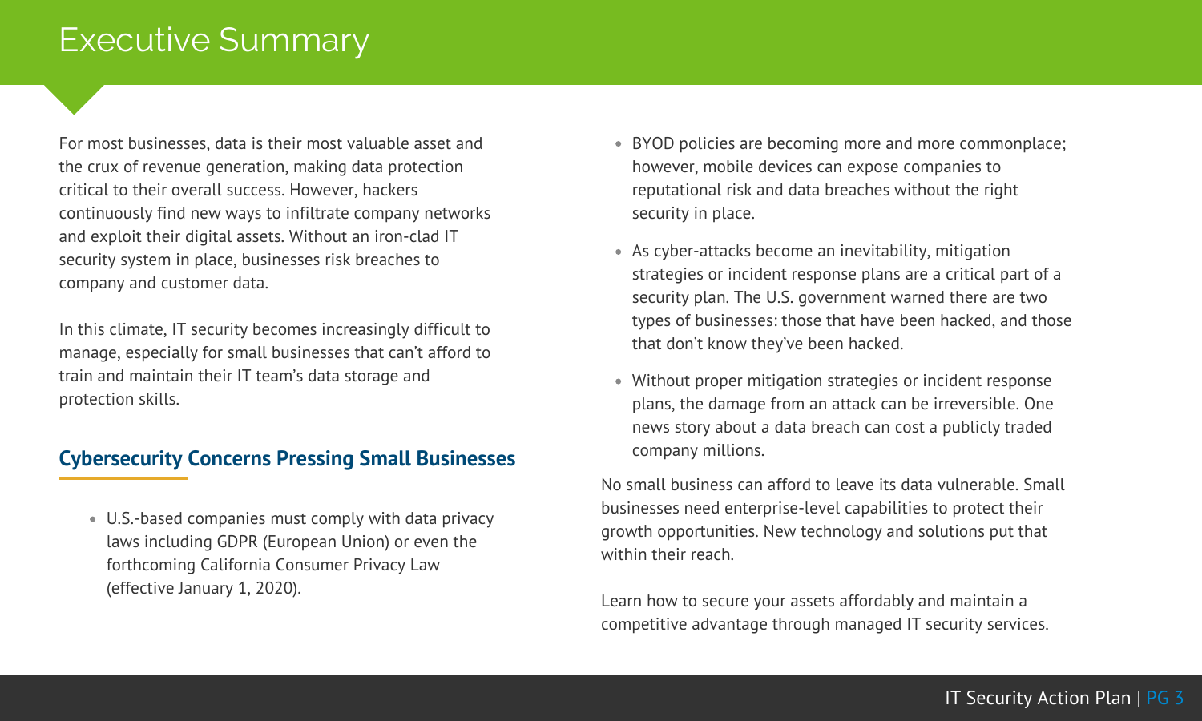# Executive Summary

For most businesses, data is their most valuable asset and the crux of revenue generation, making data protection critical to their overall success. However, hackers continuously find new ways to infiltrate company networks and exploit their digital assets. Without an iron-clad IT security system in place, businesses risk breaches to company and customer data.

In this climate, IT security becomes increasingly difficult to manage, especially for small businesses that can't afford to train and maintain their IT team's data storage and protection skills.

## Cybersecurity Concerns Pressing Small Businesses

- U.S.-based companies must comply with data privacy laws including GDPR (European Union) or even the forthcoming California Consumer Privacy Law (effective January 1, 2020).
- BYOD policies are becoming more and more commonplace; however, mobile devices can expose companies to reputational risk and data breaches without the right security in place.
- As cyber-attacks become an inevitability, mitigation strategies or incident response plans are a critical part of a security plan. The U.S. government warned there are two types of businesses: those that have been hacked, and those that don't know they've been hacked.
- Without proper mitigation strategies or incident response plans, the damage from an attack can be irreversible. One news story about a data breach can cost a publicly traded company millions.

No small business can afford to leave its data vulnerable. Small businesses need enterprise-level capabilities to protect their growth opportunities. New technology and solutions put that within their reach.

Learn how to secure your assets affordably and maintain a competitive advantage through managed IT security services.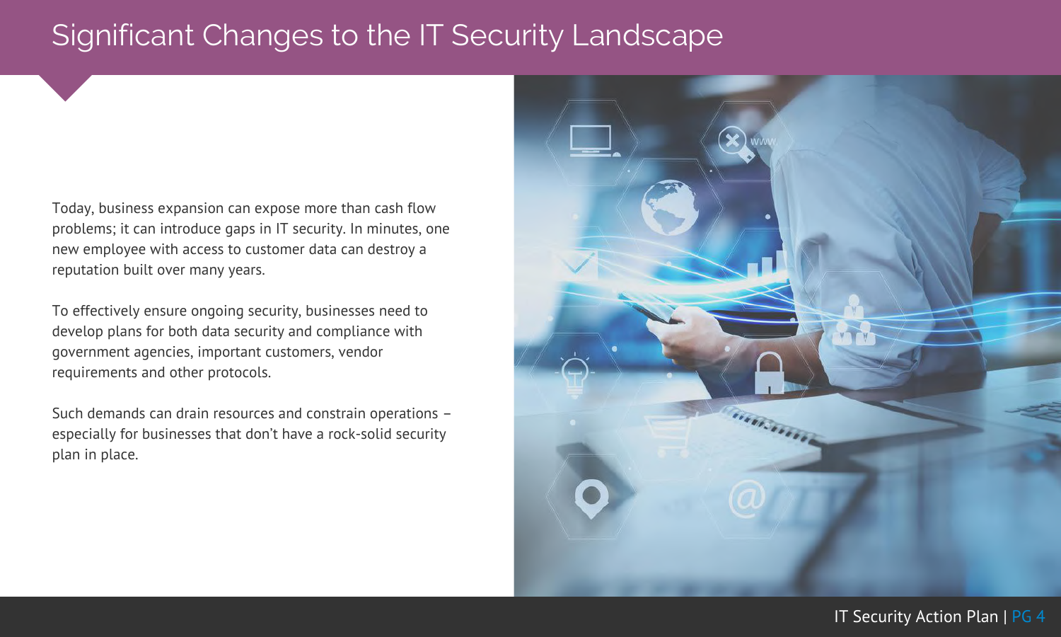# Significant Changes to the IT Security Landscape

Today, business expansion can expose more than cash flow problems; it can introduce gaps in IT security. In minutes, one new employee with access to customer data can destroy a reputation built over many years.

To effectively ensure ongoing security, businesses need to develop plans for both data security and compliance with government agencies, important customers, vendor requirements and other protocols.

Such demands can drain resources and constrain operations – especially for businesses that don't have a rock-solid security plan in place.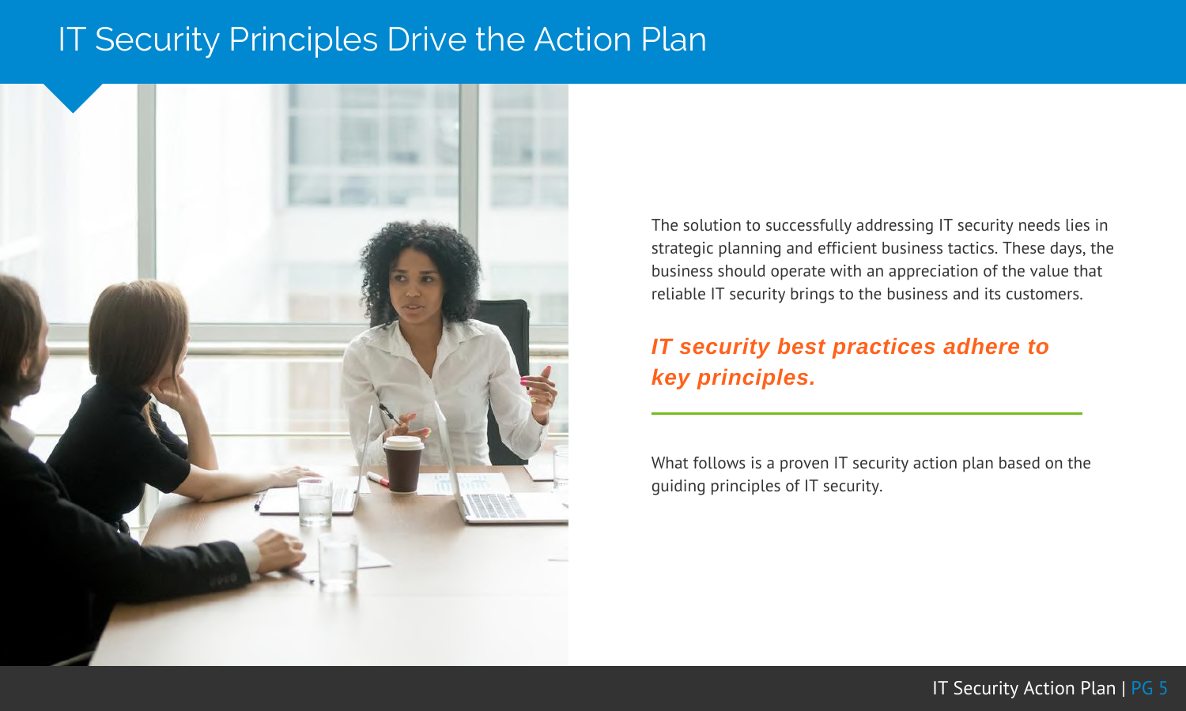# IT Security Principles Drive the Action Plan

The solution to successfully addressing IT security needs lies in strategic planning and efficient business tactics. These days, the business should operate with an appreciation of the value that reliable IT security brings to the business and its customers.

***IT security best practices adhere to key principles.***

What follows is a proven IT security action plan based on the guiding principles of IT security.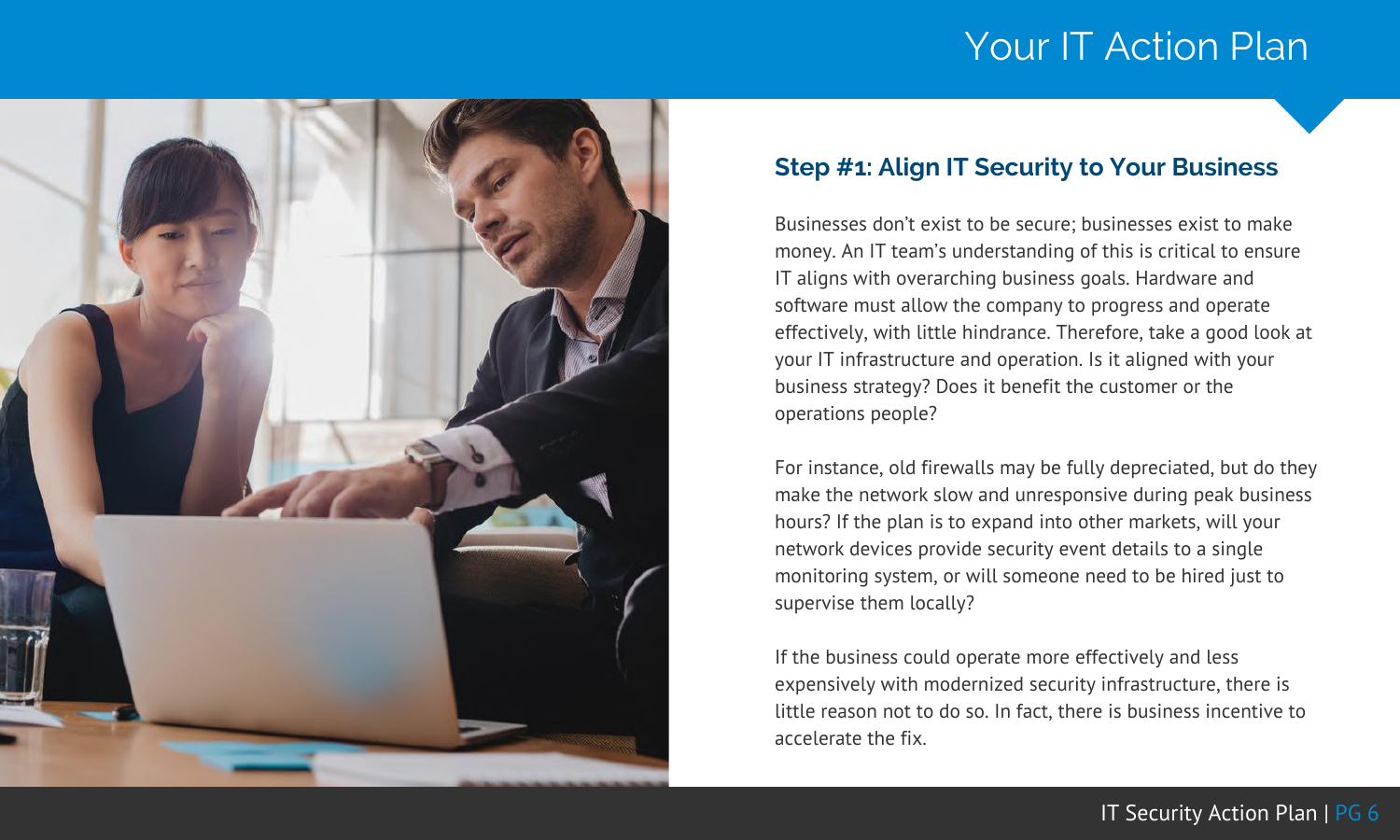# Your IT Action Plan

## Step #1: Align IT Security to Your Business

Businesses don't exist to be secure; businesses exist to make money. An IT team's understanding of this is critical to ensure IT aligns with overarching business goals. Hardware and software must allow the company to progress and operate effectively, with little hindrance. Therefore, take a good look at your IT infrastructure and operation. Is it aligned with your business strategy? Does it benefit the customer or the operations people?

For instance, old firewalls may be fully depreciated, but do they make the network slow and unresponsive during peak business hours? If the plan is to expand into other markets, will your network devices provide security event details to a single monitoring system, or will someone need to be hired just to supervise them locally?

If the business could operate more effectively and less expensively with modernized security infrastructure, there is little reason not to do so. In fact, there is business incentive to accelerate the fix.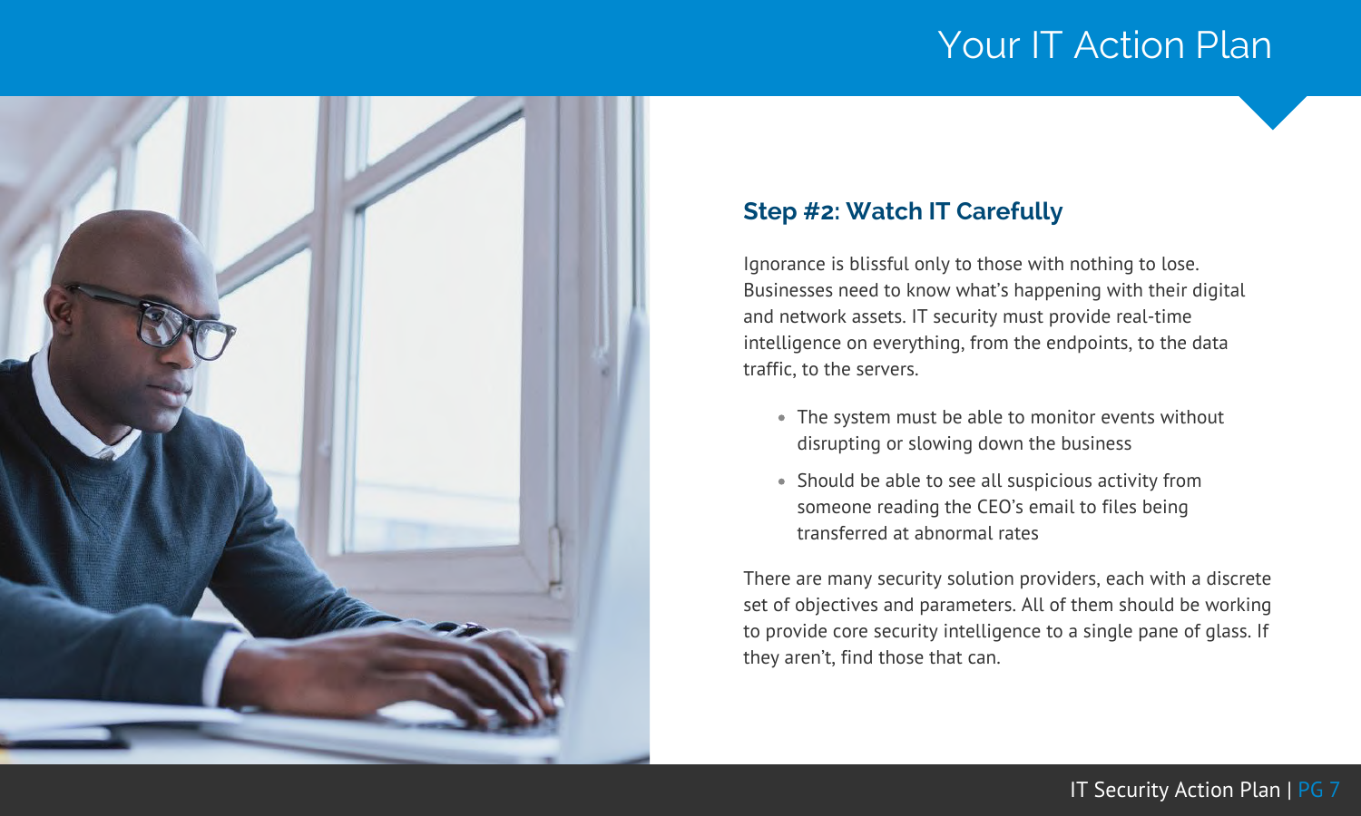# Your IT Action Plan

## Step #2: Watch IT Carefully

Ignorance is blissful only to those with nothing to lose. Businesses need to know what's happening with their digital and network assets. IT security must provide real-time intelligence on everything, from the endpoints, to the data traffic, to the servers.

- The system must be able to monitor events without disrupting or slowing down the business
- Should be able to see all suspicious activity from someone reading the CEO's email to files being transferred at abnormal rates

There are many security solution providers, each with a discrete set of objectives and parameters. All of them should be working to provide core security intelligence to a single pane of glass. If they aren't, find those that can.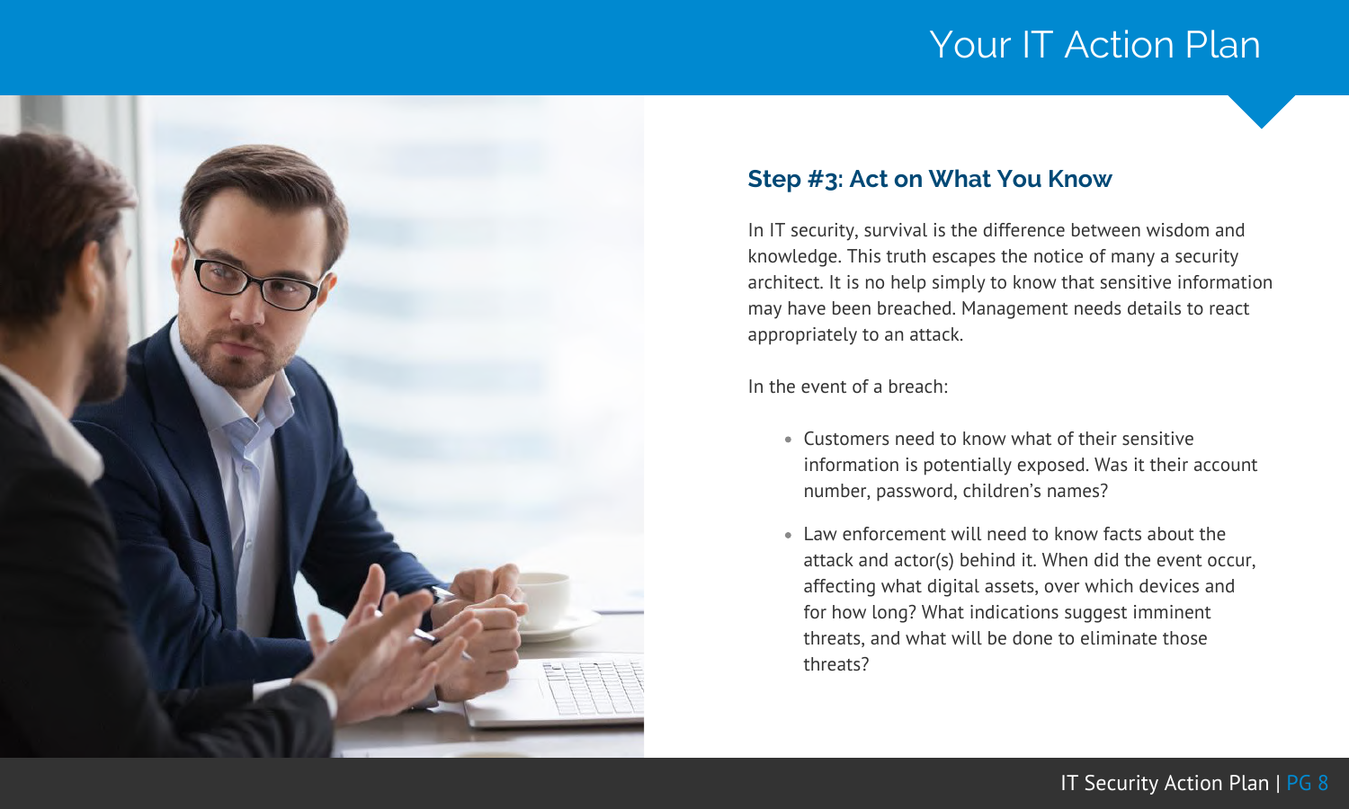# Your IT Action Plan

## Step #3: Act on What You Know

In IT security, survival is the difference between wisdom and knowledge. This truth escapes the notice of many a security architect. It is no help simply to know that sensitive information may have been breached. Management needs details to react appropriately to an attack.

In the event of a breach:

- Customers need to know what of their sensitive information is potentially exposed. Was it their account number, password, children's names?
- Law enforcement will need to know facts about the attack and actor(s) behind it. When did the event occur, affecting what digital assets, over which devices and for how long? What indications suggest imminent threats, and what will be done to eliminate those threats?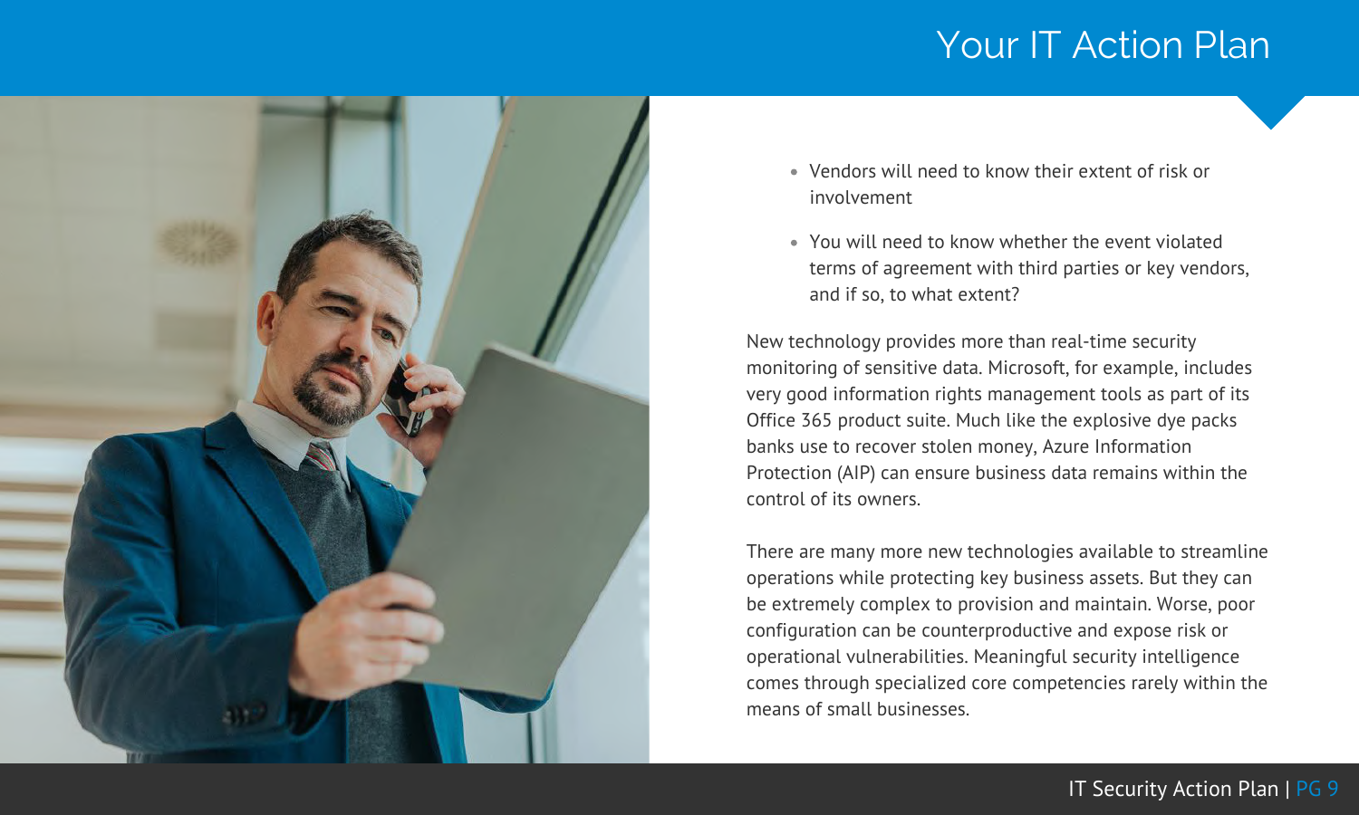# Your IT Action Plan

- Vendors will need to know their extent of risk or involvement
- You will need to know whether the event violated terms of agreement with third parties or key vendors, and if so, to what extent?

New technology provides more than real-time security monitoring of sensitive data. Microsoft, for example, includes very good information rights management tools as part of its Office 365 product suite. Much like the explosive dye packs banks use to recover stolen money, Azure Information Protection (AIP) can ensure business data remains within the control of its owners.

There are many more new technologies available to streamline operations while protecting key business assets. But they can be extremely complex to provision and maintain. Worse, poor configuration can be counterproductive and expose risk or operational vulnerabilities. Meaningful security intelligence comes through specialized core competencies rarely within the means of small businesses.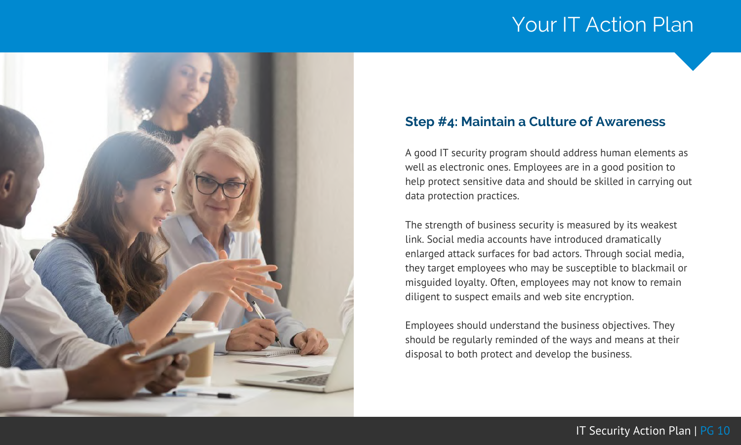# Your IT Action Plan

## Step #4: Maintain a Culture of Awareness

A good IT security program should address human elements as well as electronic ones. Employees are in a good position to help protect sensitive data and should be skilled in carrying out data protection practices.

The strength of business security is measured by its weakest link. Social media accounts have introduced dramatically enlarged attack surfaces for bad actors. Through social media, they target employees who may be susceptible to blackmail or misguided loyalty. Often, employees may not know to remain diligent to suspect emails and web site encryption.

Employees should understand the business objectives. They should be regularly reminded of the ways and means at their disposal to both protect and develop the business.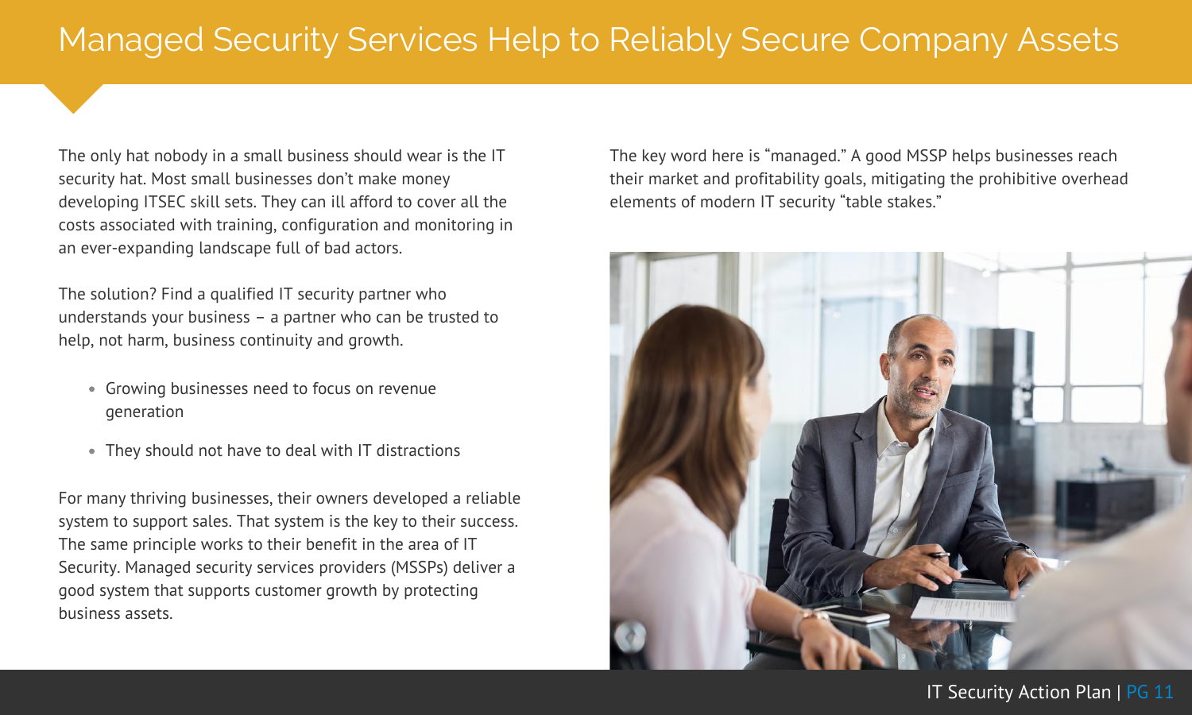# Managed Security Services Help to Reliably Secure Company Assets

The only hat nobody in a small business should wear is the IT security hat. Most small businesses don't make money developing ITSEC skill sets. They can ill afford to cover all the costs associated with training, configuration and monitoring in an ever-expanding landscape full of bad actors.

The solution? Find a qualified IT security partner who understands your business – a partner who can be trusted to help, not harm, business continuity and growth.

- Growing businesses need to focus on revenue generation
- They should not have to deal with IT distractions

For many thriving businesses, their owners developed a reliable system to support sales. That system is the key to their success. The same principle works to their benefit in the area of IT Security. Managed security services providers (MSSPs) deliver a good system that supports customer growth by protecting business assets.

The key word here is "managed." A good MSSP helps businesses reach their market and profitability goals, mitigating the prohibitive overhead elements of modern IT security "table stakes."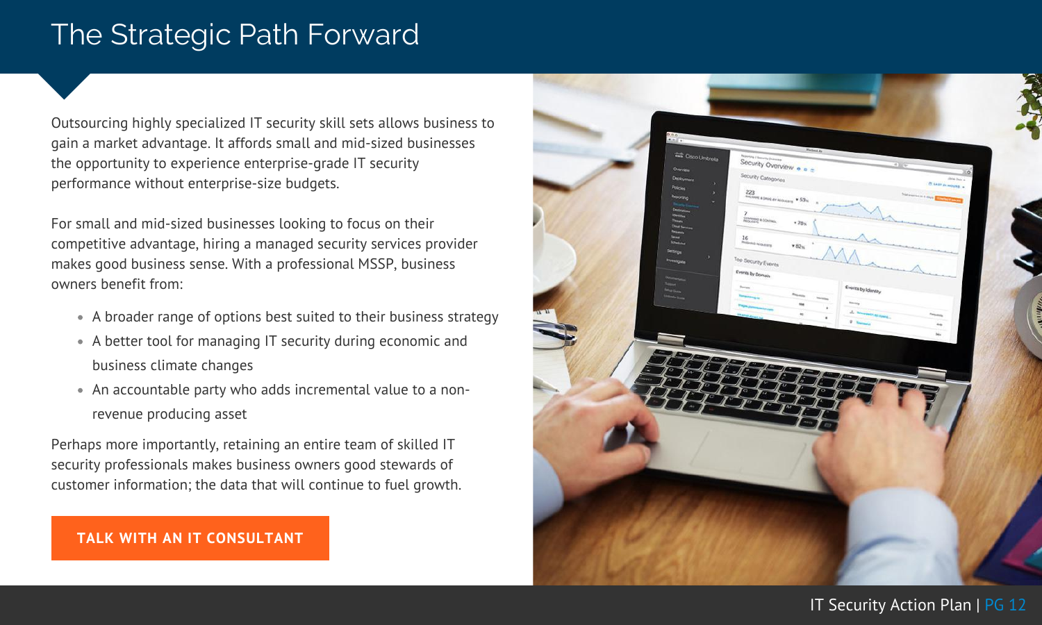# The Strategic Path Forward

Outsourcing highly specialized IT security skill sets allows business to gain a market advantage. It affords small and mid-sized businesses the opportunity to experience enterprise-grade IT security performance without enterprise-size budgets.

For small and mid-sized businesses looking to focus on their competitive advantage, hiring a managed security services provider makes good business sense. With a professional MSSP, business owners benefit from:

- A broader range of options best suited to their business strategy
- A better tool for managing IT security during economic and business climate changes
- An accountable party who adds incremental value to a non-revenue producing asset

Perhaps more importantly, retaining an entire team of skilled IT security professionals makes business owners good stewards of customer information; the data that will continue to fuel growth.

**TALK WITH AN IT CONSULTANT**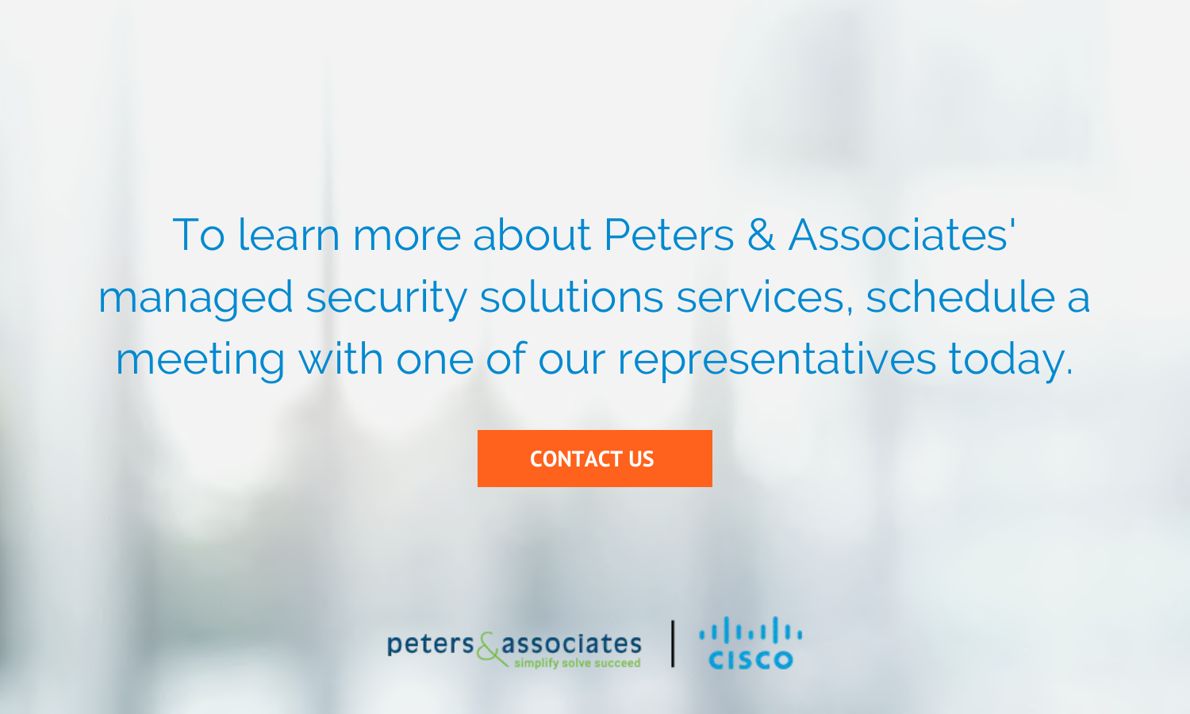To learn more about Peters & Associates' managed security solutions services, schedule a meeting with one of our representatives today.

**CONTACT US**

peters & associates
simplify solve succeed

cisco